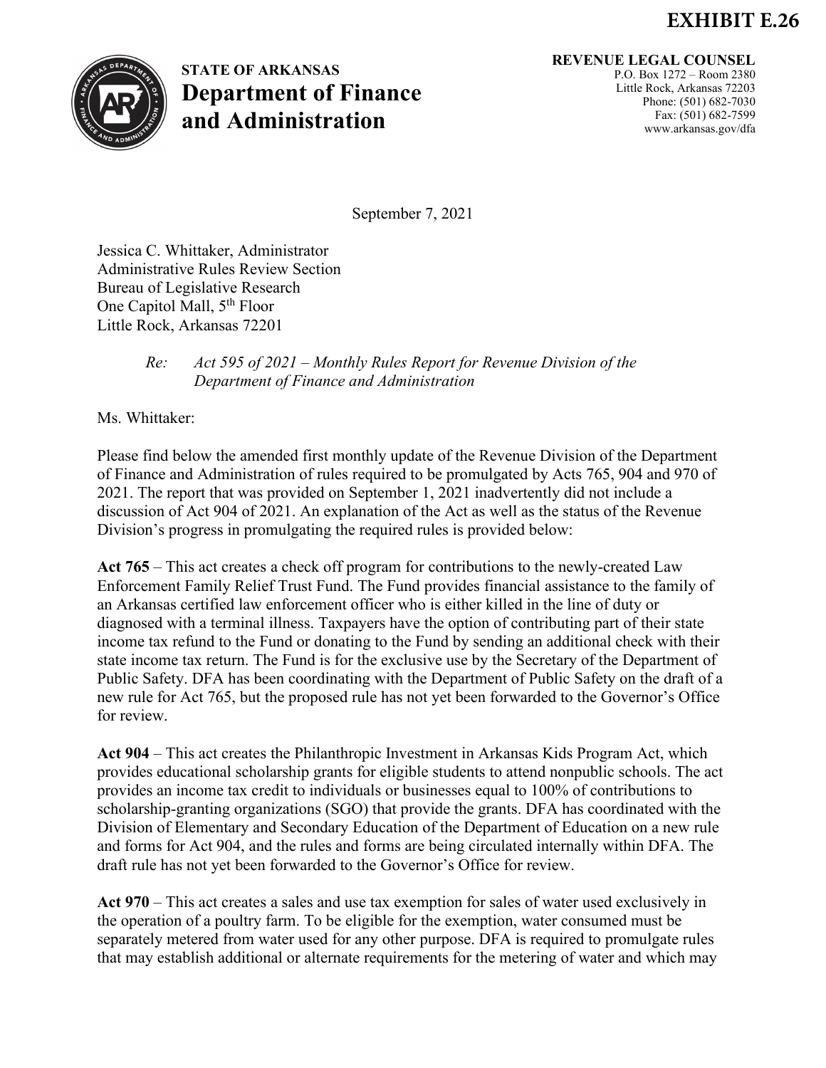**EXHIBIT E.26**

**STATE OF ARKANSAS**
**Department of Finance and Administration**

**REVENUE LEGAL COUNSEL**
P.O. Box 1272 – Room 2380
Little Rock, Arkansas 72203
Phone: (501) 682-7030
Fax: (501) 682-7599
www.arkansas.gov/dfa

September 7, 2021

Jessica C. Whittaker, Administrator
Administrative Rules Review Section
Bureau of Legislative Research
One Capitol Mall, 5th Floor
Little Rock, Arkansas 72201

*Re: Act 595 of 2021 – Monthly Rules Report for Revenue Division of the Department of Finance and Administration*

Ms. Whittaker:

Please find below the amended first monthly update of the Revenue Division of the Department of Finance and Administration of rules required to be promulgated by Acts 765, 904 and 970 of 2021. The report that was provided on September 1, 2021 inadvertently did not include a discussion of Act 904 of 2021. An explanation of the Act as well as the status of the Revenue Division's progress in promulgating the required rules is provided below:

**Act 765** – This act creates a check off program for contributions to the newly-created Law Enforcement Family Relief Trust Fund. The Fund provides financial assistance to the family of an Arkansas certified law enforcement officer who is either killed in the line of duty or diagnosed with a terminal illness. Taxpayers have the option of contributing part of their state income tax refund to the Fund or donating to the Fund by sending an additional check with their state income tax return. The Fund is for the exclusive use by the Secretary of the Department of Public Safety. DFA has been coordinating with the Department of Public Safety on the draft of a new rule for Act 765, but the proposed rule has not yet been forwarded to the Governor's Office for review.

**Act 904** – This act creates the Philanthropic Investment in Arkansas Kids Program Act, which provides educational scholarship grants for eligible students to attend nonpublic schools. The act provides an income tax credit to individuals or businesses equal to 100% of contributions to scholarship-granting organizations (SGO) that provide the grants. DFA has coordinated with the Division of Elementary and Secondary Education of the Department of Education on a new rule and forms for Act 904, and the rules and forms are being circulated internally within DFA. The draft rule has not yet been forwarded to the Governor's Office for review.

**Act 970** – This act creates a sales and use tax exemption for sales of water used exclusively in the operation of a poultry farm. To be eligible for the exemption, water consumed must be separately metered from water used for any other purpose. DFA is required to promulgate rules that may establish additional or alternate requirements for the metering of water and which may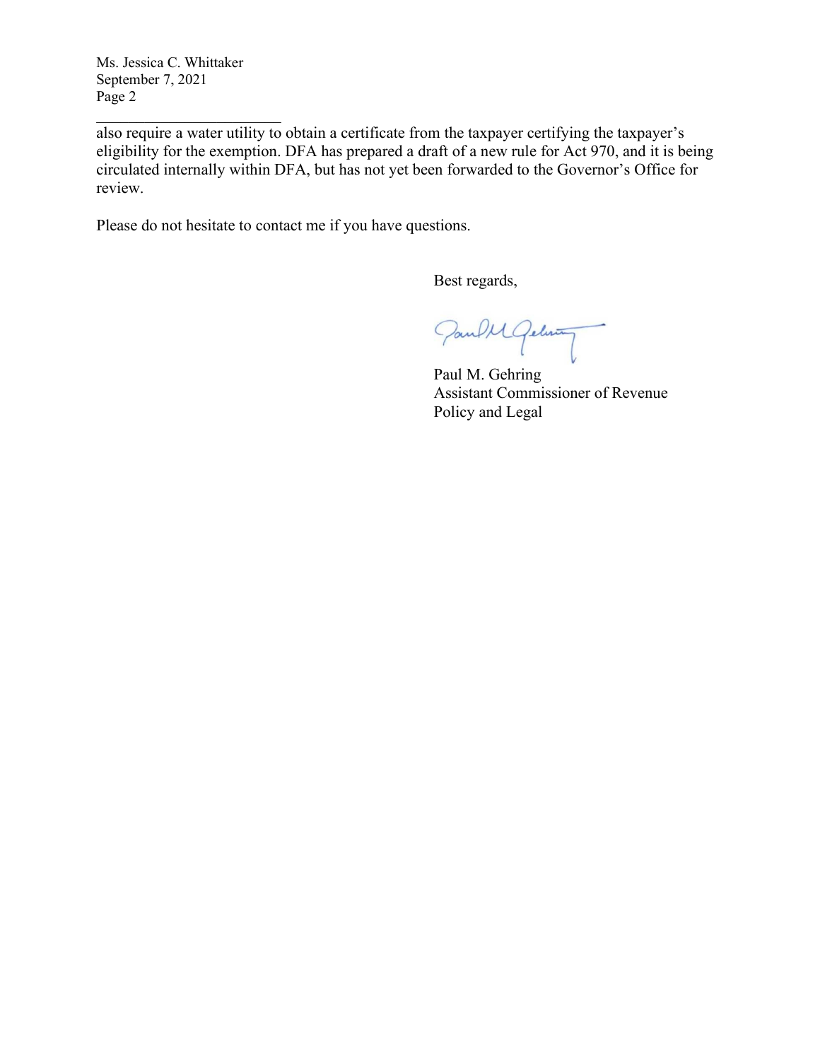also require a water utility to obtain a certificate from the taxpayer certifying the taxpayer's eligibility for the exemption. DFA has prepared a draft of a new rule for Act 970, and it is being circulated internally within DFA, but has not yet been forwarded to the Governor's Office for review.

Please do not hesitate to contact me if you have questions.

Best regards,

Paul M. Gehring
Assistant Commissioner of Revenue
Policy and Legal